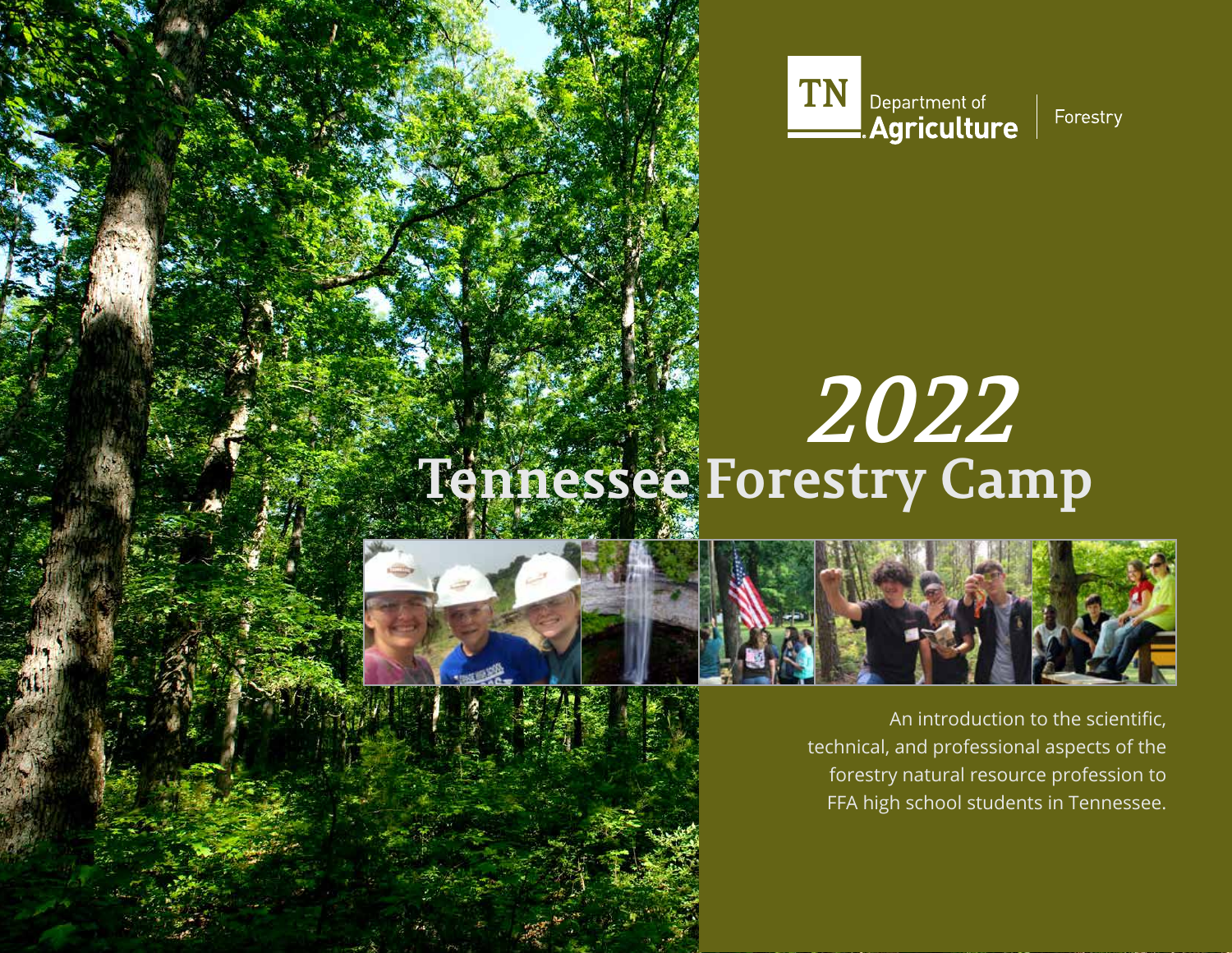TN Department of Agriculture | Forestry

# 2022 Tennessee Forestry Camp

An introduction to the scientific, technical, and professional aspects of the forestry natural resource profession to FFA high school students in Tennessee.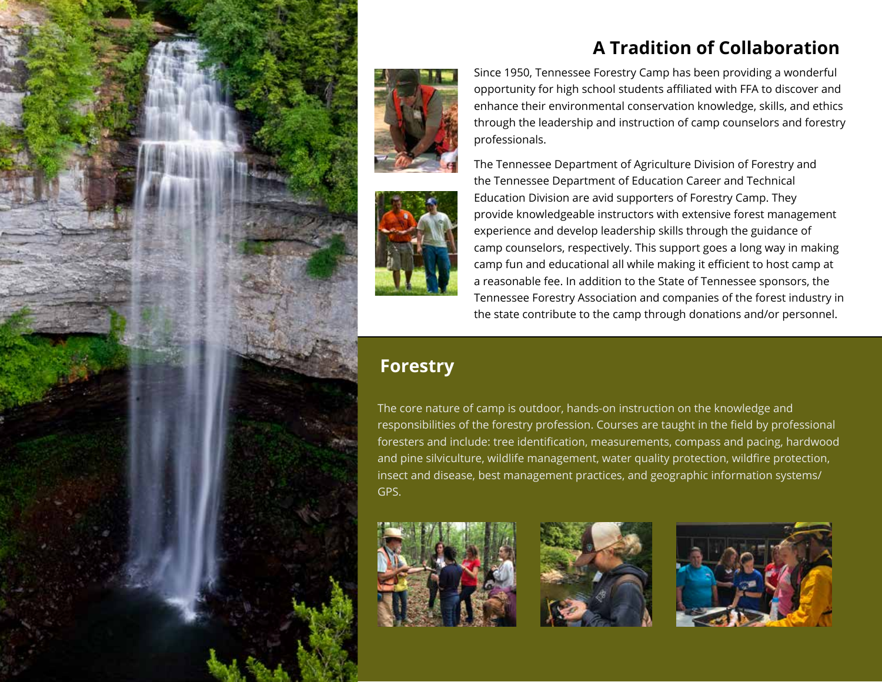## A Tradition of Collaboration

Since 1950, Tennessee Forestry Camp has been providing a wonderful opportunity for high school students affiliated with FFA to discover and enhance their environmental conservation knowledge, skills, and ethics through the leadership and instruction of camp counselors and forestry professionals.

The Tennessee Department of Agriculture Division of Forestry and the Tennessee Department of Education Career and Technical Education Division are avid supporters of Forestry Camp. They provide knowledgeable instructors with extensive forest management experience and develop leadership skills through the guidance of camp counselors, respectively. This support goes a long way in making camp fun and educational all while making it efficient to host camp at a reasonable fee. In addition to the State of Tennessee sponsors, the Tennessee Forestry Association and companies of the forest industry in the state contribute to the camp through donations and/or personnel.

## Forestry

The core nature of camp is outdoor, hands-on instruction on the knowledge and responsibilities of the forestry profession. Courses are taught in the field by professional foresters and include: tree identification, measurements, compass and pacing, hardwood and pine silviculture, wildlife management, water quality protection, wildfire protection, insect and disease, best management practices, and geographic information systems/GPS.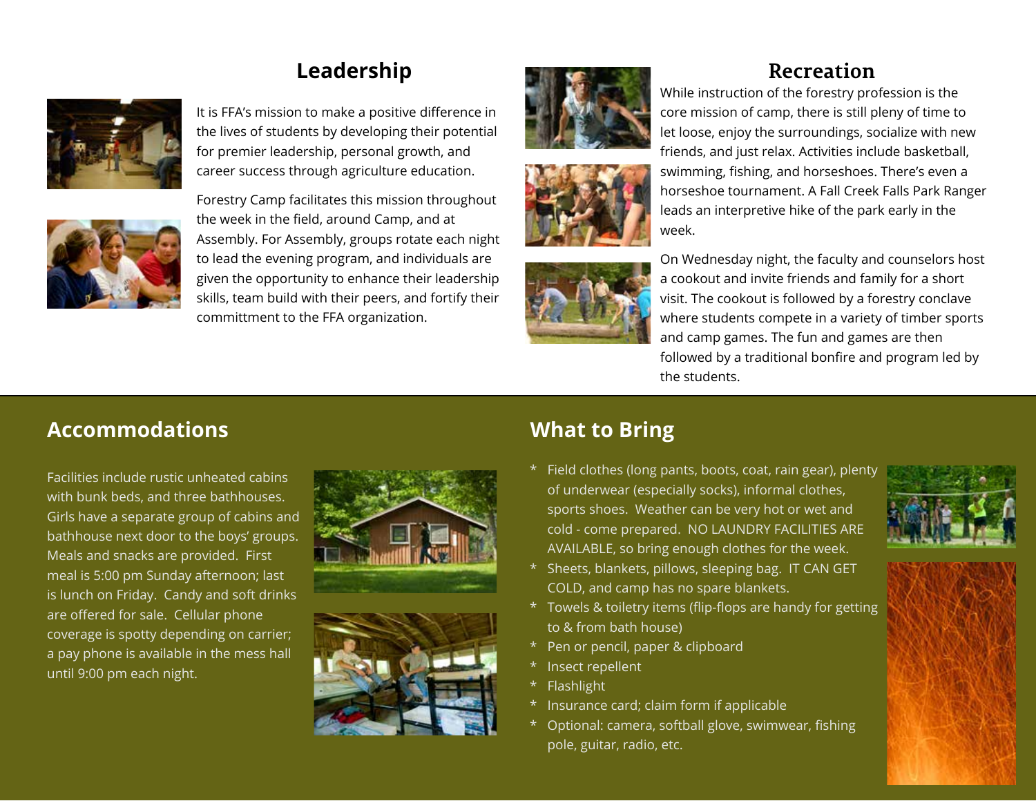## Leadership

It is FFA's mission to make a positive difference in the lives of students by developing their potential for premier leadership, personal growth, and career success through agriculture education.

Forestry Camp facilitates this mission throughout the week in the field, around Camp, and at Assembly. For Assembly, groups rotate each night to lead the evening program, and individuals are given the opportunity to enhance their leadership skills, team build with their peers, and fortify their committment to the FFA organization.

## Recreation

While instruction of the forestry profession is the core mission of camp, there is still pleny of time to let loose, enjoy the surroundings, socialize with new friends, and just relax. Activities include basketball, swimming, fishing, and horseshoes. There's even a horseshoe tournament. A Fall Creek Falls Park Ranger leads an interpretive hike of the park early in the week.

On Wednesday night, the faculty and counselors host a cookout and invite friends and family for a short visit. The cookout is followed by a forestry conclave where students compete in a variety of timber sports and camp games. The fun and games are then followed by a traditional bonfire and program led by the students.

## Accommodations

Facilities include rustic unheated cabins with bunk beds, and three bathhouses. Girls have a separate group of cabins and bathhouse next door to the boys' groups. Meals and snacks are provided. First meal is 5:00 pm Sunday afternoon; last is lunch on Friday. Candy and soft drinks are offered for sale. Cellular phone coverage is spotty depending on carrier; a pay phone is available in the mess hall until 9:00 pm each night.

## What to Bring

* Field clothes (long pants, boots, coat, rain gear), plenty of underwear (especially socks), informal clothes, sports shoes. Weather can be very hot or wet and cold - come prepared. NO LAUNDRY FACILITIES ARE AVAILABLE, so bring enough clothes for the week.
* Sheets, blankets, pillows, sleeping bag. IT CAN GET COLD, and camp has no spare blankets.
* Towels & toiletry items (flip-flops are handy for getting to & from bath house)
* Pen or pencil, paper & clipboard
* Insect repellent
* Flashlight
* Insurance card; claim form if applicable
* Optional: camera, softball glove, swimwear, fishing pole, guitar, radio, etc.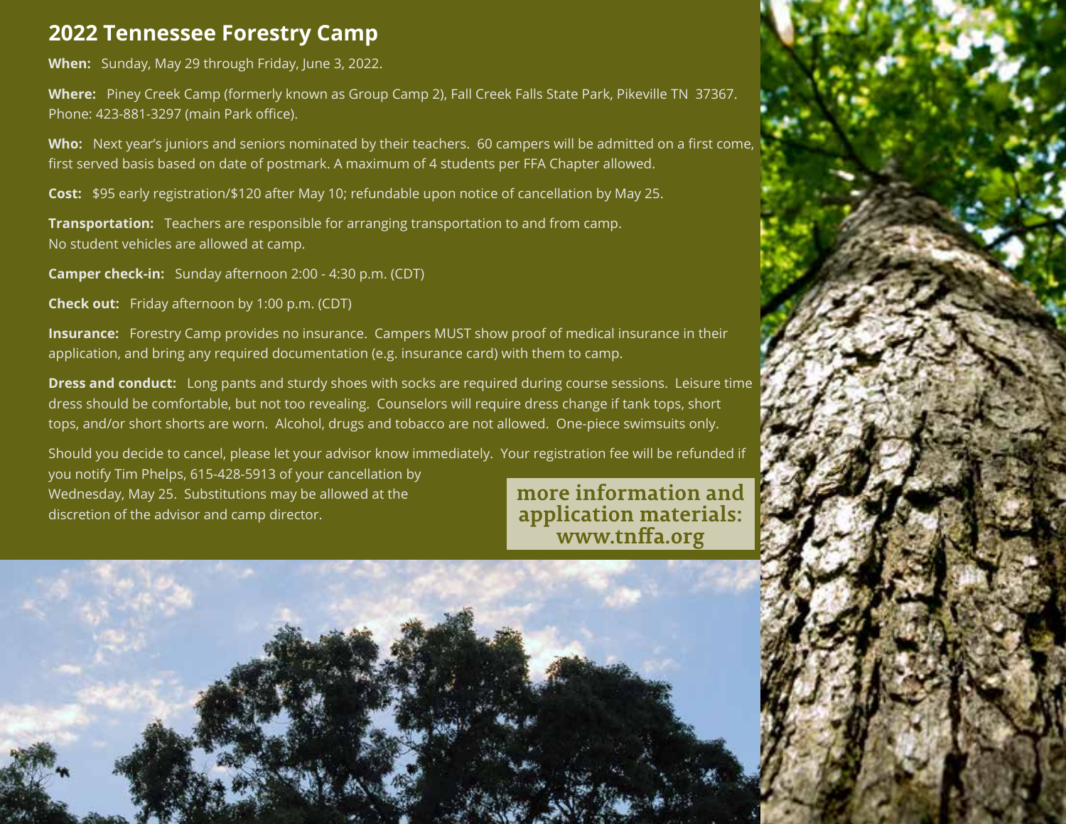## 2022 Tennessee Forestry Camp

**When:** Sunday, May 29 through Friday, June 3, 2022.

**Where:** Piney Creek Camp (formerly known as Group Camp 2), Fall Creek Falls State Park, Pikeville TN 37367. Phone: 423-881-3297 (main Park office).

**Who:** Next year's juniors and seniors nominated by their teachers. 60 campers will be admitted on a first come, first served basis based on date of postmark. A maximum of 4 students per FFA Chapter allowed.

**Cost:** $95 early registration/$120 after May 10; refundable upon notice of cancellation by May 25.

**Transportation:** Teachers are responsible for arranging transportation to and from camp. No student vehicles are allowed at camp.

**Camper check-in:** Sunday afternoon 2:00 - 4:30 p.m. (CDT)

**Check out:** Friday afternoon by 1:00 p.m. (CDT)

**Insurance:** Forestry Camp provides no insurance. Campers MUST show proof of medical insurance in their application, and bring any required documentation (e.g. insurance card) with them to camp.

**Dress and conduct:** Long pants and sturdy shoes with socks are required during course sessions. Leisure time dress should be comfortable, but not too revealing. Counselors will require dress change if tank tops, short tops, and/or short shorts are worn. Alcohol, drugs and tobacco are not allowed. One-piece swimsuits only.

Should you decide to cancel, please let your advisor know immediately. Your registration fee will be refunded if you notify Tim Phelps, 615-428-5913 of your cancellation by Wednesday, May 25. Substitutions may be allowed at the discretion of the advisor and camp director.

**more information and application materials: www.tnffa.org**